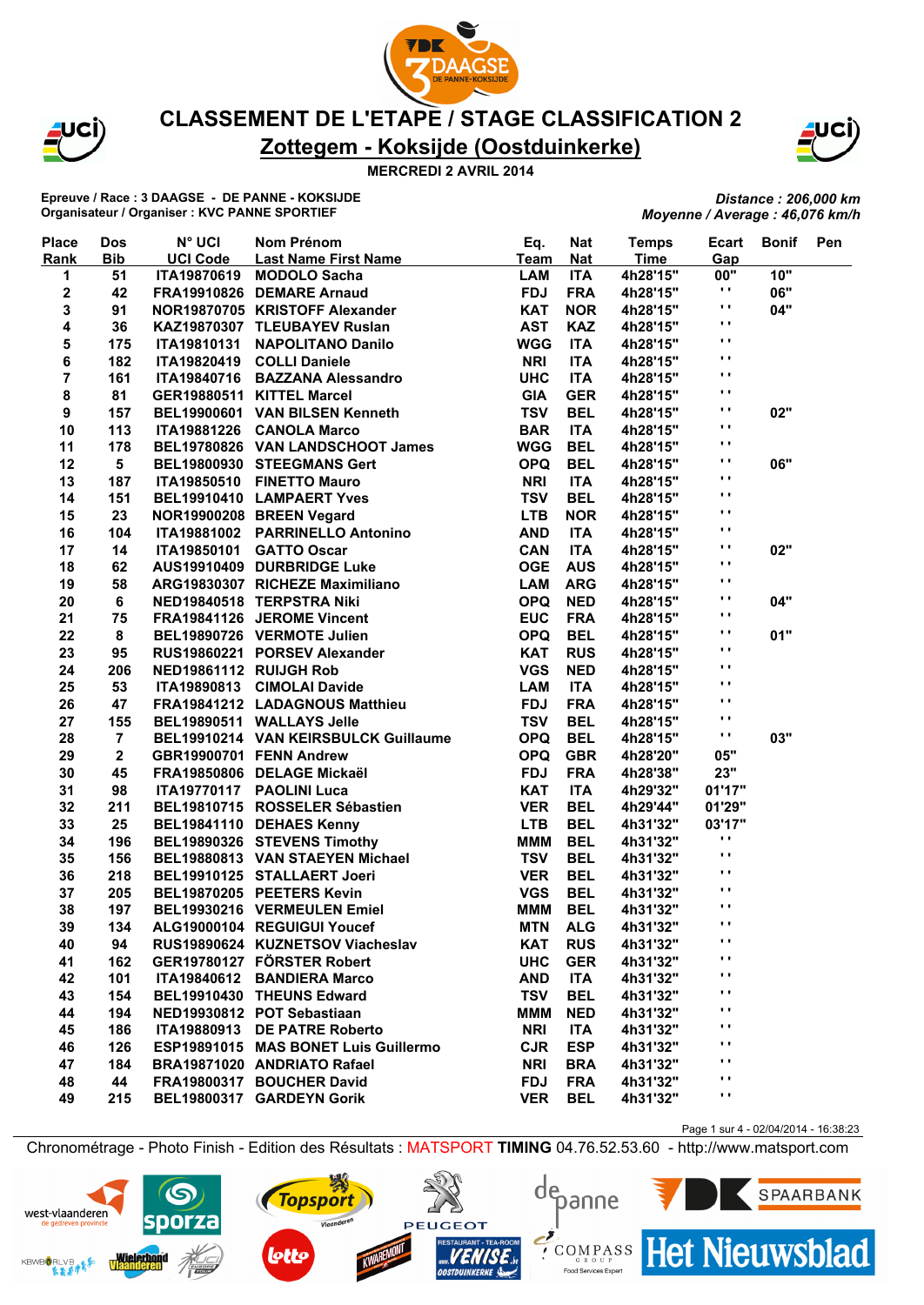# CLASSEMENT DE L'ETAPE / STAGE CLASSIFICATION 2

## Zottegem - Koksijde (Oostduinkerke)

**MERCREDI 2 AVRIL 2014**

**Epreuve / Race : 3 DAAGSE - DE PANNE - KOKSIJDE**
**Organisateur / Organiser : KVC PANNE SPORTIEF**

*Distance : 206,000 km*
*Moyenne / Average : 46,076 km/h*

| Place Rank | Dos Bib | N° UCI UCI Code | Nom Prénom Last Name First Name | Eq. Team | Nat Nat | Temps Time | Ecart Gap | Bonif | Pen |
|---|---|---|---|---|---|---|---|---|---|
| 1 | 51 | ITA19870619 | MODOLO Sacha | LAM | ITA | 4h28'15" | 00" | 10" | |
| 2 | 42 | FRA19910826 | DEMARE Arnaud | FDJ | FRA | 4h28'15" | " | 06" | |
| 3 | 91 | NOR19870705 | KRISTOFF Alexander | KAT | NOR | 4h28'15" | " | 04" | |
| 4 | 36 | KAZ19870307 | TLEUBAYEV Ruslan | AST | KAZ | 4h28'15" | " | | |
| 5 | 175 | ITA19810131 | NAPOLITANO Danilo | WGG | ITA | 4h28'15" | " | | |
| 6 | 182 | ITA19820419 | COLLI Daniele | NRI | ITA | 4h28'15" | " | | |
| 7 | 161 | ITA19840716 | BAZZANA Alessandro | UHC | ITA | 4h28'15" | " | | |
| 8 | 81 | GER19880511 | KITTEL Marcel | GIA | GER | 4h28'15" | " | | |
| 9 | 157 | BEL19900601 | VAN BILSEN Kenneth | TSV | BEL | 4h28'15" | " | 02" | |
| 10 | 113 | ITA19881226 | CANOLA Marco | BAR | ITA | 4h28'15" | " | | |
| 11 | 178 | BEL19780826 | VAN LANDSCHOOT James | WGG | BEL | 4h28'15" | " | | |
| 12 | 5 | BEL19800930 | STEEGMANS Gert | OPQ | BEL | 4h28'15" | " | 06" | |
| 13 | 187 | ITA19850510 | FINETTO Mauro | NRI | ITA | 4h28'15" | " | | |
| 14 | 151 | BEL19910410 | LAMPAERT Yves | TSV | BEL | 4h28'15" | " | | |
| 15 | 23 | NOR19900208 | BREEN Vegard | LTB | NOR | 4h28'15" | " | | |
| 16 | 104 | ITA19881002 | PARRINELLO Antonino | AND | ITA | 4h28'15" | " | | |
| 17 | 14 | ITA19850101 | GATTO Oscar | CAN | ITA | 4h28'15" | " | 02" | |
| 18 | 62 | AUS19910409 | DURBRIDGE Luke | OGE | AUS | 4h28'15" | " | | |
| 19 | 58 | ARG19830307 | RICHEZE Maximiliano | LAM | ARG | 4h28'15" | " | | |
| 20 | 6 | NED19840518 | TERPSTRA Niki | OPQ | NED | 4h28'15" | " | 04" | |
| 21 | 75 | FRA19841126 | JEROME Vincent | EUC | FRA | 4h28'15" | " | | |
| 22 | 8 | BEL19890726 | VERMOTE Julien | OPQ | BEL | 4h28'15" | " | 01" | |
| 23 | 95 | RUS19860221 | PORSEV Alexander | KAT | RUS | 4h28'15" | " | | |
| 24 | 206 | NED19861112 | RUIJGH Rob | VGS | NED | 4h28'15" | " | | |
| 25 | 53 | ITA19890813 | CIMOLAI Davide | LAM | ITA | 4h28'15" | " | | |
| 26 | 47 | FRA19841212 | LADAGNOUS Matthieu | FDJ | FRA | 4h28'15" | " | | |
| 27 | 155 | BEL19890511 | WALLAYS Jelle | TSV | BEL | 4h28'15" | " | | |
| 28 | 7 | BEL19910214 | VAN KEIRSBULCK Guillaume | OPQ | BEL | 4h28'15" | " | 03" | |
| 29 | 2 | GBR19900701 | FENN Andrew | OPQ | GBR | 4h28'20" | 05" | | |
| 30 | 45 | FRA19850806 | DELAGE Mickaël | FDJ | FRA | 4h28'38" | 23" | | |
| 31 | 98 | ITA19770117 | PAOLINI Luca | KAT | ITA | 4h29'32" | 01'17" | | |
| 32 | 211 | BEL19810715 | ROSSELER Sébastien | VER | BEL | 4h29'44" | 01'29" | | |
| 33 | 25 | BEL19841110 | DEHAES Kenny | LTB | BEL | 4h31'32" | 03'17" | | |
| 34 | 196 | BEL19890326 | STEVENS Timothy | MMM | BEL | 4h31'32" | " | | |
| 35 | 156 | BEL19880813 | VAN STAEYEN Michael | TSV | BEL | 4h31'32" | " | | |
| 36 | 218 | BEL19910125 | STALLAERT Joeri | VER | BEL | 4h31'32" | " | | |
| 37 | 205 | BEL19870205 | PEETERS Kevin | VGS | BEL | 4h31'32" | " | | |
| 38 | 197 | BEL19930216 | VERMEULEN Emiel | MMM | BEL | 4h31'32" | " | | |
| 39 | 134 | ALG19000104 | REGUIGUI Youcef | MTN | ALG | 4h31'32" | " | | |
| 40 | 94 | RUS19890624 | KUZNETSOV Viacheslav | KAT | RUS | 4h31'32" | " | | |
| 41 | 162 | GER19780127 | FÖRSTER Robert | UHC | GER | 4h31'32" | " | | |
| 42 | 101 | ITA19840612 | BANDIERA Marco | AND | ITA | 4h31'32" | " | | |
| 43 | 154 | BEL19910430 | THEUNS Edward | TSV | BEL | 4h31'32" | " | | |
| 44 | 194 | NED19930812 | POT Sebastiaan | MMM | NED | 4h31'32" | " | | |
| 45 | 186 | ITA19880913 | DE PATRE Roberto | NRI | ITA | 4h31'32" | " | | |
| 46 | 126 | ESP19891015 | MAS BONET Luis Guillermo | CJR | ESP | 4h31'32" | " | | |
| 47 | 184 | BRA19871020 | ANDRIATO Rafael | NRI | BRA | 4h31'32" | " | | |
| 48 | 44 | FRA19800317 | BOUCHER David | FDJ | FRA | 4h31'32" | " | | |
| 49 | 215 | BEL19800317 | GARDEYN Gorik | VER | BEL | 4h31'32" | " | | |

Page 1 sur 4 - 02/04/2014 - 16:38:23

Chronométrage - Photo Finish - Edition des Résultats : MATSPORT **TIMING** 04.76.52.53.60 - http://www.matsport.com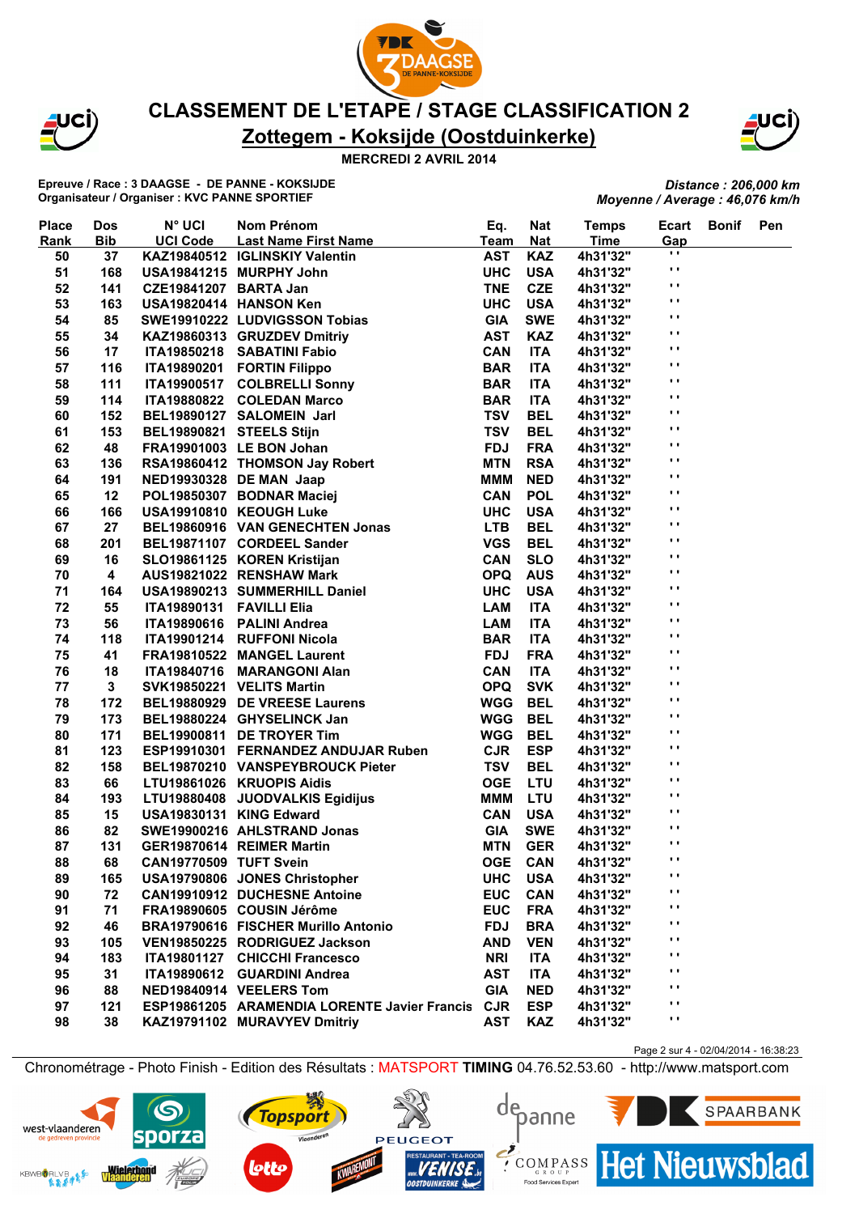# CLASSEMENT DE L'ETAPE / STAGE CLASSIFICATION 2

## Zottegem - Koksijde (Oostduinkerke)

**MERCREDI 2 AVRIL 2014**

**Epreuve / Race : 3 DAAGSE - DE PANNE - KOKSIJDE**
**Organisateur / Organiser : KVC PANNE SPORTIEF**

*Distance : 206,000 km*
*Moyenne / Average : 46,076 km/h*

| Place Rank | Dos Bib | N° UCI UCI Code | Nom Prénom Last Name First Name | Eq. Team | Nat Nat | Temps Time | Ecart Gap | Bonif | Pen |
|---|---|---|---|---|---|---|---|---|---|
| 50 | 37 | KAZ19840512 | IGLINSKIY Valentin | AST | KAZ | 4h31'32" | " | | |
| 51 | 168 | USA19841215 | MURPHY John | UHC | USA | 4h31'32" | " | | |
| 52 | 141 | CZE19841207 | BARTA Jan | TNE | CZE | 4h31'32" | " | | |
| 53 | 163 | USA19820414 | HANSON Ken | UHC | USA | 4h31'32" | " | | |
| 54 | 85 | SWE19910222 | LUDVIGSSON Tobias | GIA | SWE | 4h31'32" | " | | |
| 55 | 34 | KAZ19860313 | GRUZDEV Dmitriy | AST | KAZ | 4h31'32" | " | | |
| 56 | 17 | ITA19850218 | SABATINI Fabio | CAN | ITA | 4h31'32" | " | | |
| 57 | 116 | ITA19890201 | FORTIN Filippo | BAR | ITA | 4h31'32" | " | | |
| 58 | 111 | ITA19900517 | COLBRELLI Sonny | BAR | ITA | 4h31'32" | " | | |
| 59 | 114 | ITA19880822 | COLEDAN Marco | BAR | ITA | 4h31'32" | " | | |
| 60 | 152 | BEL19890127 | SALOMEIN Jarl | TSV | BEL | 4h31'32" | " | | |
| 61 | 153 | BEL19890821 | STEELS Stijn | TSV | BEL | 4h31'32" | " | | |
| 62 | 48 | FRA19901003 | LE BON Johan | FDJ | FRA | 4h31'32" | " | | |
| 63 | 136 | RSA19860412 | THOMSON Jay Robert | MTN | RSA | 4h31'32" | " | | |
| 64 | 191 | NED19930328 | DE MAN Jaap | MMM | NED | 4h31'32" | " | | |
| 65 | 12 | POL19850307 | BODNAR Maciej | CAN | POL | 4h31'32" | " | | |
| 66 | 166 | USA19910810 | KEOUGH Luke | UHC | USA | 4h31'32" | " | | |
| 67 | 27 | BEL19860916 | VAN GENECHTEN Jonas | LTB | BEL | 4h31'32" | " | | |
| 68 | 201 | BEL19871107 | CORDEEL Sander | VGS | BEL | 4h31'32" | " | | |
| 69 | 16 | SLO19861125 | KOREN Kristijan | CAN | SLO | 4h31'32" | " | | |
| 70 | 4 | AUS19821022 | RENSHAW Mark | OPQ | AUS | 4h31'32" | " | | |
| 71 | 164 | USA19890213 | SUMMERHILL Daniel | UHC | USA | 4h31'32" | " | | |
| 72 | 55 | ITA19890131 | FAVILLI Elia | LAM | ITA | 4h31'32" | " | | |
| 73 | 56 | ITA19890616 | PALINI Andrea | LAM | ITA | 4h31'32" | " | | |
| 74 | 118 | ITA19901214 | RUFFONI Nicola | BAR | ITA | 4h31'32" | " | | |
| 75 | 41 | FRA19810522 | MANGEL Laurent | FDJ | FRA | 4h31'32" | " | | |
| 76 | 18 | ITA19840716 | MARANGONI Alan | CAN | ITA | 4h31'32" | " | | |
| 77 | 3 | SVK19850221 | VELITS Martin | OPQ | SVK | 4h31'32" | " | | |
| 78 | 172 | BEL19880929 | DE VREESE Laurens | WGG | BEL | 4h31'32" | " | | |
| 79 | 173 | BEL19880224 | GHYSELINCK Jan | WGG | BEL | 4h31'32" | " | | |
| 80 | 171 | BEL19900811 | DE TROYER Tim | WGG | BEL | 4h31'32" | " | | |
| 81 | 123 | ESP19910301 | FERNANDEZ ANDUJAR Ruben | CJR | ESP | 4h31'32" | " | | |
| 82 | 158 | BEL19870210 | VANSPEYBROUCK Pieter | TSV | BEL | 4h31'32" | " | | |
| 83 | 66 | LTU19861026 | KRUOPIS Aidis | OGE | LTU | 4h31'32" | " | | |
| 84 | 193 | LTU19880408 | JUODVALKIS Egidijus | MMM | LTU | 4h31'32" | " | | |
| 85 | 15 | USA19830131 | KING Edward | CAN | USA | 4h31'32" | " | | |
| 86 | 82 | SWE19900216 | AHLSTRAND Jonas | GIA | SWE | 4h31'32" | " | | |
| 87 | 131 | GER19870614 | REIMER Martin | MTN | GER | 4h31'32" | " | | |
| 88 | 68 | CAN19770509 | TUFT Svein | OGE | CAN | 4h31'32" | " | | |
| 89 | 165 | USA19790806 | JONES Christopher | UHC | USA | 4h31'32" | " | | |
| 90 | 72 | CAN19910912 | DUCHESNE Antoine | EUC | CAN | 4h31'32" | " | | |
| 91 | 71 | FRA19890605 | COUSIN Jérôme | EUC | FRA | 4h31'32" | " | | |
| 92 | 46 | BRA19790616 | FISCHER Murillo Antonio | FDJ | BRA | 4h31'32" | " | | |
| 93 | 105 | VEN19850225 | RODRIGUEZ Jackson | AND | VEN | 4h31'32" | " | | |
| 94 | 183 | ITA19801127 | CHICCHI Francesco | NRI | ITA | 4h31'32" | " | | |
| 95 | 31 | ITA19890612 | GUARDINI Andrea | AST | ITA | 4h31'32" | " | | |
| 96 | 88 | NED19840914 | VEELERS Tom | GIA | NED | 4h31'32" | " | | |
| 97 | 121 | ESP19861205 | ARAMENDIA LORENTE Javier Francis | CJR | ESP | 4h31'32" | " | | |
| 98 | 38 | KAZ19791102 | MURAVYEV Dmitriy | AST | KAZ | 4h31'32" | " | | |

Page 2 sur 4 - 02/04/2014 - 16:38:23

Chronométrage - Photo Finish - Edition des Résultats : MATSPORT TIMING 04.76.52.53.60 - http://www.matsport.com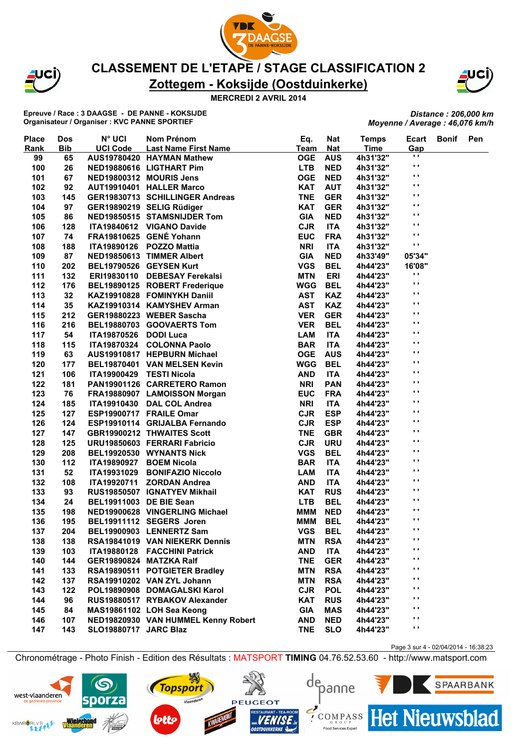# CLASSEMENT DE L'ETAPE / STAGE CLASSIFICATION 2

## Zottegem - Koksijde (Oostduinkerke)

**MERCREDI 2 AVRIL 2014**

**Epreuve / Race : 3 DAAGSE - DE PANNE - KOKSIJDE**
**Organisateur / Organiser : KVC PANNE SPORTIEF**

*Distance : 206,000 km*
*Moyenne / Average : 46,076 km/h*

| Place Rank | Dos Bib | N° UCI UCI Code | Nom Prénom Last Name First Name | Eq. Team | Nat Nat | Temps Time | Ecart Gap | Bonif | Pen |
|---|---|---|---|---|---|---|---|---|---|
| 99 | 65 | AUS19780420 | HAYMAN Mathew | OGE | AUS | 4h31'32" | " | | |
| 100 | 26 | NED19880616 | LIGTHART Pim | LTB | NED | 4h31'32" | " | | |
| 101 | 67 | NED19800312 | MOURIS Jens | OGE | NED | 4h31'32" | " | | |
| 102 | 92 | AUT19910401 | HALLER Marco | KAT | AUT | 4h31'32" | " | | |
| 103 | 145 | GER19830713 | SCHILLINGER Andreas | TNE | GER | 4h31'32" | " | | |
| 104 | 97 | GER19890219 | SELIG Rüdiger | KAT | GER | 4h31'32" | " | | |
| 105 | 86 | NED19850515 | STAMSNIJDER Tom | GIA | NED | 4h31'32" | " | | |
| 106 | 128 | ITA19840612 | VIGANO Davide | CJR | ITA | 4h31'32" | " | | |
| 107 | 74 | FRA19810625 | GENÉ Yohann | EUC | FRA | 4h31'32" | " | | |
| 108 | 188 | ITA19890126 | POZZO Mattia | NRI | ITA | 4h31'32" | " | | |
| 109 | 87 | NED19850613 | TIMMER Albert | GIA | NED | 4h33'49" | 05'34" | | |
| 110 | 202 | BEL19790526 | GEYSEN Kurt | VGS | BEL | 4h44'23" | 16'08" | | |
| 111 | 132 | ERI19830110 | DEBESAY Ferekalsi | MTN | ERI | 4h44'23" | " | | |
| 112 | 176 | BEL19890125 | ROBERT Frederique | WGG | BEL | 4h44'23" | " | | |
| 113 | 32 | KAZ19910828 | FOMINYKH Daniil | AST | KAZ | 4h44'23" | " | | |
| 114 | 35 | KAZ19910314 | KAMYSHEV Arman | AST | KAZ | 4h44'23" | " | | |
| 115 | 212 | GER19880223 | WEBER Sascha | VER | GER | 4h44'23" | " | | |
| 116 | 216 | BEL19880703 | GOOVAERTS Tom | VER | BEL | 4h44'23" | " | | |
| 117 | 54 | ITA19870526 | DODI Luca | LAM | ITA | 4h44'23" | " | | |
| 118 | 115 | ITA19870324 | COLONNA Paolo | BAR | ITA | 4h44'23" | " | | |
| 119 | 63 | AUS19910817 | HEPBURN Michael | OGE | AUS | 4h44'23" | " | | |
| 120 | 177 | BEL19870401 | VAN MELSEN Kevin | WGG | BEL | 4h44'23" | " | | |
| 121 | 106 | ITA19900429 | TESTI Nicola | AND | ITA | 4h44'23" | " | | |
| 122 | 181 | PAN19901126 | CARRETERO Ramon | NRI | PAN | 4h44'23" | " | | |
| 123 | 76 | FRA19880907 | LAMOISSON Morgan | EUC | FRA | 4h44'23" | " | | |
| 124 | 185 | ITA19910430 | DAL COL Andrea | NRI | ITA | 4h44'23" | " | | |
| 125 | 127 | ESP19900717 | FRAILE Omar | CJR | ESP | 4h44'23" | " | | |
| 126 | 124 | ESP19910114 | GRIJALBA Fernando | CJR | ESP | 4h44'23" | " | | |
| 127 | 147 | GBR19900212 | THWAITES Scott | TNE | GBR | 4h44'23" | " | | |
| 128 | 125 | URU19850603 | FERRARI Fabricio | CJR | URU | 4h44'23" | " | | |
| 129 | 208 | BEL19920530 | WYNANTS Nick | VGS | BEL | 4h44'23" | " | | |
| 130 | 112 | ITA19890927 | BOEM Nicola | BAR | ITA | 4h44'23" | " | | |
| 131 | 52 | ITA19931029 | BONIFAZIO Niccolo | LAM | ITA | 4h44'23" | " | | |
| 132 | 108 | ITA19920711 | ZORDAN Andrea | AND | ITA | 4h44'23" | " | | |
| 133 | 93 | RUS19850507 | IGNATYEV Mikhail | KAT | RUS | 4h44'23" | " | | |
| 134 | 24 | BEL19911003 | DE BIE Sean | LTB | BEL | 4h44'23" | " | | |
| 135 | 198 | NED19900628 | VINGERLING Michael | MMM | NED | 4h44'23" | " | | |
| 136 | 195 | BEL19911112 | SEGERS Joren | MMM | BEL | 4h44'23" | " | | |
| 137 | 204 | BEL19900903 | LENNERTZ Sam | VGS | BEL | 4h44'23" | " | | |
| 138 | 138 | RSA19841019 | VAN NIEKERK Dennis | MTN | RSA | 4h44'23" | " | | |
| 139 | 103 | ITA19880128 | FACCHINI Patrick | AND | ITA | 4h44'23" | " | | |
| 140 | 144 | GER19890824 | MATZKA Ralf | TNE | GER | 4h44'23" | " | | |
| 141 | 133 | RSA19890511 | POTGIETER Bradley | MTN | RSA | 4h44'23" | " | | |
| 142 | 137 | RSA19910202 | VAN ZYL Johann | MTN | RSA | 4h44'23" | " | | |
| 143 | 122 | POL19890908 | DOMAGALSKI Karol | CJR | POL | 4h44'23" | " | | |
| 144 | 96 | RUS19880517 | RYBAKOV Alexander | KAT | RUS | 4h44'23" | " | | |
| 145 | 84 | MAS19861102 | LOH Sea Keong | GIA | MAS | 4h44'23" | " | | |
| 146 | 107 | NED19820930 | VAN HUMMEL Kenny Robert | AND | NED | 4h44'23" | " | | |
| 147 | 143 | SLO19880717 | JARC Blaz | TNE | SLO | 4h44'23" | " | | |

Page 3 sur 4 - 02/04/2014 - 16:38:23

Chronométrage - Photo Finish - Edition des Résultats : MATSPORT TIMING 04.76.52.53.60 - http://www.matsport.com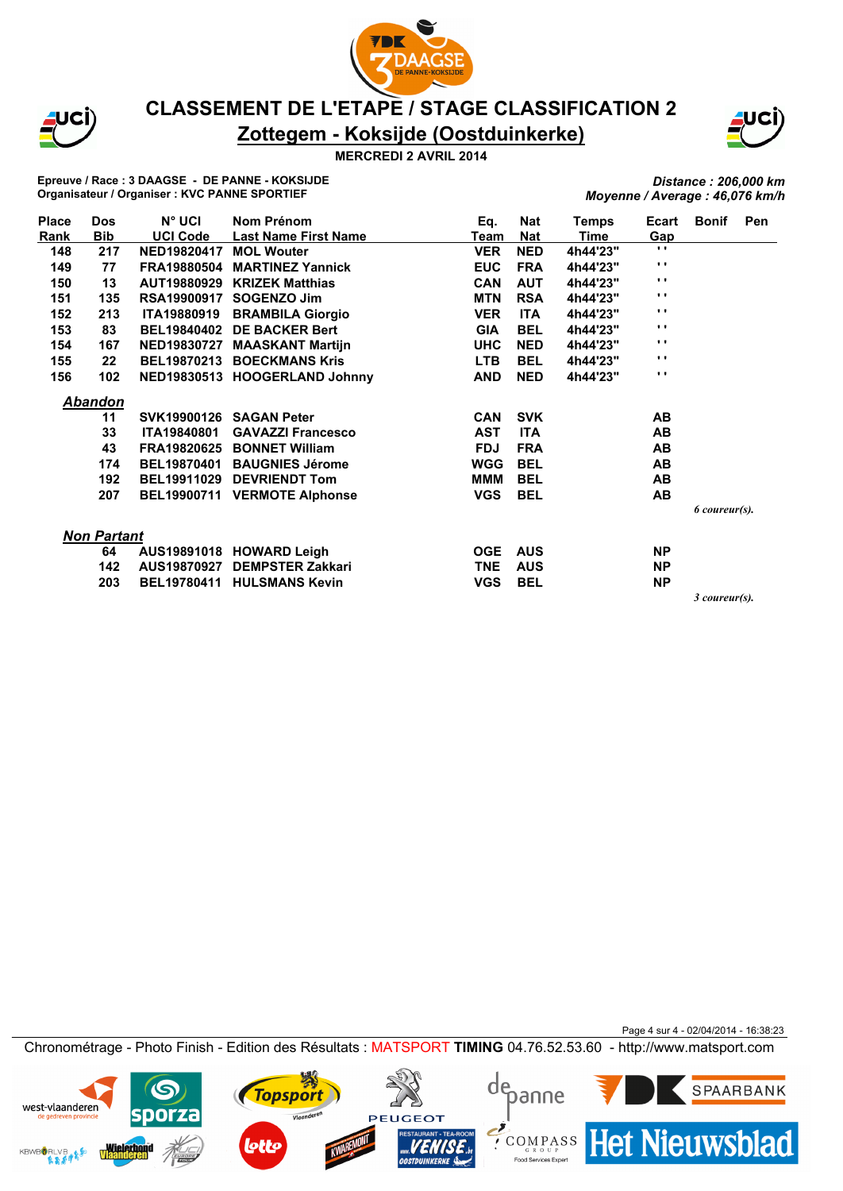# CLASSEMENT DE L'ETAPE / STAGE CLASSIFICATION 2

## Zottegem - Koksijde (Oostduinkerke)

**MERCREDI 2 AVRIL 2014**

**Epreuve / Race : 3 DAAGSE - DE PANNE - KOKSIJDE**
**Organisateur / Organiser : KVC PANNE SPORTIEF**

***Distance : 206,000 km***
***Moyenne / Average : 46,076 km/h***

| Place Rank | Dos Bib | N° UCI UCI Code | Nom Prénom Last Name First Name | Eq. Team | Nat Nat | Temps Time | Ecart Gap | Bonif | Pen |
|---|---|---|---|---|---|---|---|---|---|
| 148 | 217 | NED19820417 | MOL Wouter | VER | NED | 4h44'23" | ' ' | | |
| 149 | 77 | FRA19880504 | MARTINEZ Yannick | EUC | FRA | 4h44'23" | ' ' | | |
| 150 | 13 | AUT19880929 | KRIZEK Matthias | CAN | AUT | 4h44'23" | ' ' | | |
| 151 | 135 | RSA19900917 | SOGENZO Jim | MTN | RSA | 4h44'23" | ' ' | | |
| 152 | 213 | ITA19880919 | BRAMBILA Giorgio | VER | ITA | 4h44'23" | ' ' | | |
| 153 | 83 | BEL19840402 | DE BACKER Bert | GIA | BEL | 4h44'23" | ' ' | | |
| 154 | 167 | NED19830727 | MAASKANT Martijn | UHC | NED | 4h44'23" | ' ' | | |
| 155 | 22 | BEL19870213 | BOECKMANS Kris | LTB | BEL | 4h44'23" | ' ' | | |
| 156 | 102 | NED19830513 | HOOGERLAND Johnny | AND | NED | 4h44'23" | ' ' | | |

***Abandon***

| Dos Bib | N° UCI UCI Code | Nom Prénom Last Name First Name | Eq. Team | Nat Nat | Ecart Gap |
|---|---|---|---|---|---|
| 11 | SVK19900126 | SAGAN Peter | CAN | SVK | AB |
| 33 | ITA19840801 | GAVAZZI Francesco | AST | ITA | AB |
| 43 | FRA19820625 | BONNET William | FDJ | FRA | AB |
| 174 | BEL19870401 | BAUGNIES Jérome | WGG | BEL | AB |
| 192 | BEL19911029 | DEVRIENDT Tom | MMM | BEL | AB |
| 207 | BEL19900711 | VERMOTE Alphonse | VGS | BEL | AB |

*6 coureur(s).*

***Non Partant***

| Dos Bib | N° UCI UCI Code | Nom Prénom Last Name First Name | Eq. Team | Nat Nat | Ecart Gap |
|---|---|---|---|---|---|
| 64 | AUS19891018 | HOWARD Leigh | OGE | AUS | NP |
| 142 | AUS19870927 | DEMPSTER Zakkari | TNE | AUS | NP |
| 203 | BEL19780411 | HULSMANS Kevin | VGS | BEL | NP |

*3 coureur(s).*

Chronométrage - Photo Finish - Edition des Résultats : MATSPORT **TIMING** 04.76.52.53.60 - http://www.matsport.com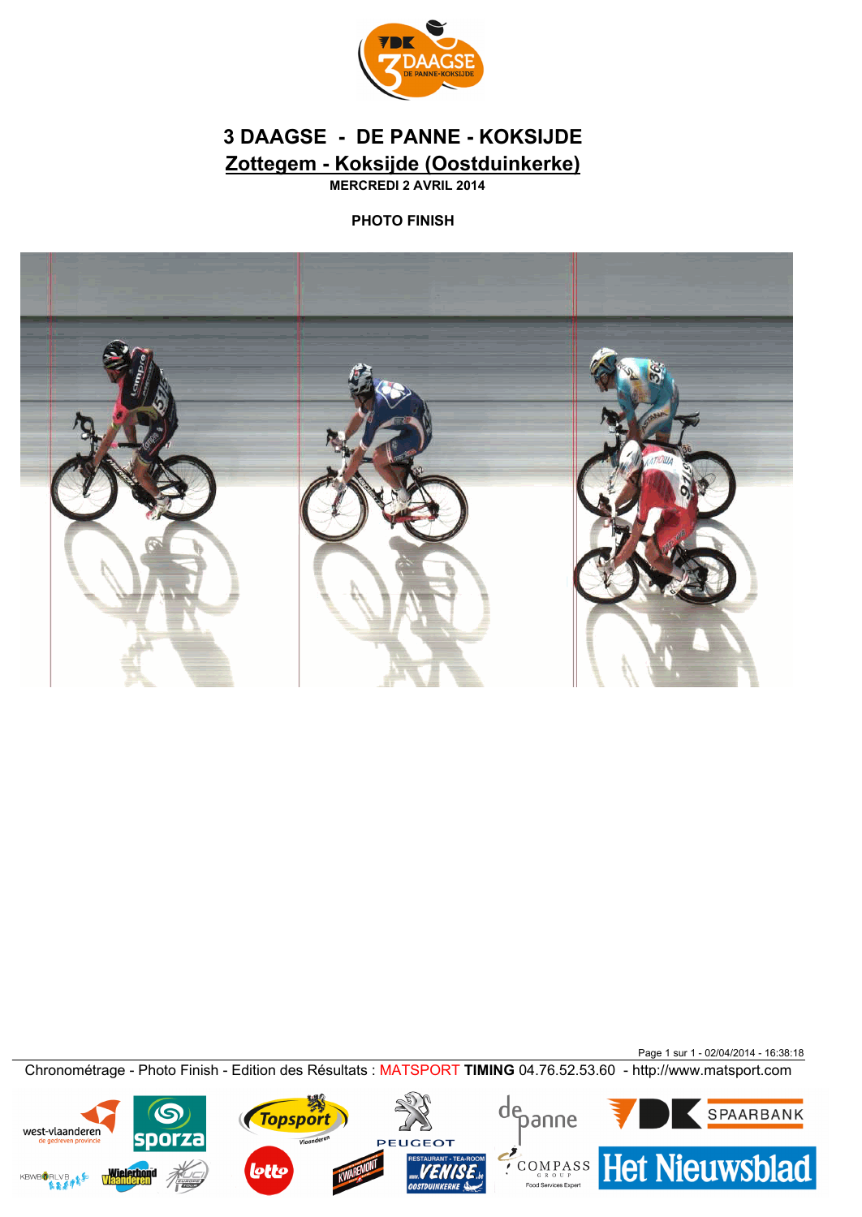# 3 DAAGSE - DE PANNE - KOKSIJDE

## Zottegem - Koksijde (Oostduinkerke)

**MERCREDI 2 AVRIL 2014**

**PHOTO FINISH**

Chronométrage - Photo Finish - Edition des Résultats : MATSPORT **TIMING** 04.76.52.53.60 - http://www.matsport.com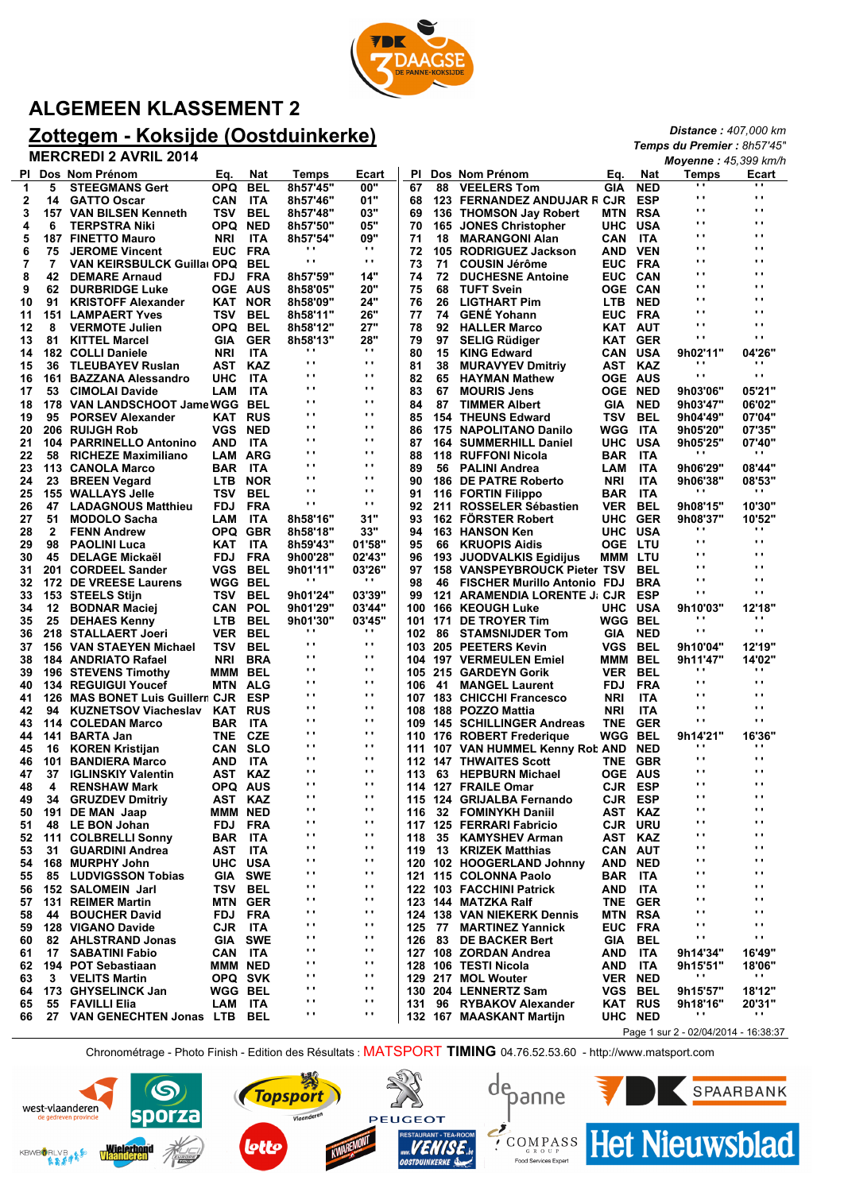# ALGEMEEN KLASSEMENT 2

## Zottegem - Koksijde (Oostduinkerke)

**MERCREDI 2 AVRIL 2014**

*Distance :* 407,000 km
*Temps du Premier :* 8h57'45"
*Moyenne :* 45,399 km/h

| Pl | Dos | Nom Prénom | Eq. | Nat | Temps | Ecart |
|---|---|---|---|---|---|---|
| 1 | 5 | STEEGMANS Gert | OPQ | BEL | 8h57'45" | 00" |
| 2 | 14 | GATTO Oscar | CAN | ITA | 8h57'46" | 01" |
| 3 | 157 | VAN BILSEN Kenneth | TSV | BEL | 8h57'48" | 03" |
| 4 | 6 | TERPSTRA Niki | OPQ | NED | 8h57'50" | 05" |
| 5 | 187 | FINETTO Mauro | NRI | ITA | 8h57'54" | 09" |
| 6 | 75 | JEROME Vincent | EUC | FRA | " | " |
| 7 | 7 | VAN KEIRSBULCK Guillau | OPQ | BEL | " | " |
| 8 | 42 | DEMARE Arnaud | FDJ | FRA | 8h57'59" | 14" |
| 9 | 62 | DURBRIDGE Luke | OGE | AUS | 8h58'05" | 20" |
| 10 | 91 | KRISTOFF Alexander | KAT | NOR | 8h58'09" | 24" |
| 11 | 151 | LAMPAERT Yves | TSV | BEL | 8h58'11" | 26" |
| 12 | 8 | VERMOTE Julien | OPQ | BEL | 8h58'12" | 27" |
| 13 | 81 | KITTEL Marcel | GIA | GER | 8h58'13" | 28" |
| 14 | 182 | COLLI Daniele | NRI | ITA | " | " |
| 15 | 36 | TLEUBAYEV Ruslan | AST | KAZ | " | " |
| 16 | 161 | BAZZANA Alessandro | UHC | ITA | " | " |
| 17 | 53 | CIMOLAI Davide | LAM | ITA | " | " |
| 18 | 178 | VAN LANDSCHOOT Jame | WGG | BEL | " | " |
| 19 | 95 | PORSEV Alexander | KAT | RUS | " | " |
| 20 | 206 | RUIJGH Rob | VGS | NED | " | " |
| 21 | 104 | PARRINELLO Antonino | AND | ITA | " | " |
| 22 | 58 | RICHEZE Maximiliano | LAM | ARG | " | " |
| 23 | 113 | CANOLA Marco | BAR | ITA | " | " |
| 24 | 23 | BREEN Vegard | LTB | NOR | " | " |
| 25 | 155 | WALLAYS Jelle | TSV | BEL | " | " |
| 26 | 47 | LADAGNOUS Matthieu | FDJ | FRA | " | " |
| 27 | 51 | MODOLO Sacha | LAM | ITA | 8h58'16" | 31" |
| 28 | 2 | FENN Andrew | OPQ | GBR | 8h58'18" | 33" |
| 29 | 98 | PAOLINI Luca | KAT | ITA | 8h59'43" | 01'58" |
| 30 | 45 | DELAGE Mickaël | FDJ | FRA | 9h00'28" | 02'43" |
| 31 | 201 | CORDEEL Sander | VGS | BEL | 9h01'11" | 03'26" |
| 32 | 172 | DE VREESE Laurens | WGG | BEL | " | " |
| 33 | 153 | STEELS Stijn | TSV | BEL | 9h01'24" | 03'39" |
| 34 | 12 | BODNAR Maciej | CAN | POL | 9h01'29" | 03'44" |
| 35 | 25 | DEHAES Kenny | LTB | BEL | 9h01'30" | 03'45" |
| 36 | 218 | STALLAERT Joeri | VER | BEL | " | " |
| 37 | 156 | VAN STAEYEN Michael | TSV | BEL | " | " |
| 38 | 184 | ANDRIATO Rafael | NRI | BRA | " | " |
| 39 | 196 | STEVENS Timothy | MMM | BEL | " | " |
| 40 | 134 | REGUIGUI Youcef | MTN | ALG | " | " |
| 41 | 126 | MAS BONET Luis Guillerm | CJR | ESP | " | " |
| 42 | 94 | KUZNETSOV Viacheslav | KAT | RUS | " | " |
| 43 | 114 | COLEDAN Marco | BAR | ITA | " | " |
| 44 | 141 | BARTA Jan | TNE | CZE | " | " |
| 45 | 16 | KOREN Kristijan | CAN | SLO | " | " |
| 46 | 101 | BANDIERA Marco | AND | ITA | " | " |
| 47 | 37 | IGLINSKIY Valentin | AST | KAZ | " | " |
| 48 | 4 | RENSHAW Mark | OPQ | AUS | " | " |
| 49 | 34 | GRUZDEV Dmitriy | AST | KAZ | " | " |
| 50 | 191 | DE MAN Jaap | MMM | NED | " | " |
| 51 | 48 | LE BON Johan | FDJ | FRA | " | " |
| 52 | 111 | COLBRELLI Sonny | BAR | ITA | " | " |
| 53 | 31 | GUARDINI Andrea | AST | ITA | " | " |
| 54 | 168 | MURPHY John | UHC | USA | " | " |
| 55 | 85 | LUDVIGSSON Tobias | GIA | SWE | " | " |
| 56 | 152 | SALOMEIN Jarl | TSV | BEL | " | " |
| 57 | 131 | REIMER Martin | MTN | GER | " | " |
| 58 | 44 | BOUCHER David | FDJ | FRA | " | " |
| 59 | 128 | VIGANO Davide | CJR | ITA | " | " |
| 60 | 82 | AHLSTRAND Jonas | GIA | SWE | " | " |
| 61 | 17 | SABATINI Fabio | CAN | ITA | " | " |
| 62 | 194 | POT Sebastiaan | MMM | NED | " | " |
| 63 | 3 | VELITS Martin | OPQ | SVK | " | " |
| 64 | 173 | GHYSELINCK Jan | WGG | BEL | " | " |
| 65 | 55 | FAVILLI Elia | LAM | ITA | " | " |
| 66 | 27 | VAN GENECHTEN Jonas | LTB | BEL | " | " |
| 67 | 88 | VEELERS Tom | GIA | NED | " | " |
| 68 | 123 | FERNANDEZ ANDUJAR R | CJR | ESP | " | " |
| 69 | 136 | THOMSON Jay Robert | MTN | RSA | " | " |
| 70 | 165 | JONES Christopher | UHC | USA | " | " |
| 71 | 18 | MARANGONI Alan | CAN | ITA | " | " |
| 72 | 105 | RODRIGUEZ Jackson | AND | VEN | " | " |
| 73 | 71 | COUSIN Jérôme | EUC | FRA | " | " |
| 74 | 72 | DUCHESNE Antoine | EUC | CAN | " | " |
| 75 | 68 | TUFT Svein | OGE | CAN | " | " |
| 76 | 26 | LIGTHART Pim | LTB | NED | " | " |
| 77 | 74 | GENÉ Yohann | EUC | FRA | " | " |
| 78 | 92 | HALLER Marco | KAT | AUT | " | " |
| 79 | 97 | SELIG Rüdiger | KAT | GER | " | " |
| 80 | 15 | KING Edward | CAN | USA | 9h02'11" | 04'26" |
| 81 | 38 | MURAVYEV Dmitriy | AST | KAZ | " | " |
| 82 | 65 | HAYMAN Mathew | OGE | AUS | " | " |
| 83 | 67 | MOURIS Jens | OGE | NED | 9h03'06" | 05'21" |
| 84 | 87 | TIMMER Albert | GIA | NED | 9h03'47" | 06'02" |
| 85 | 154 | THEUNS Edward | TSV | BEL | 9h04'49" | 07'04" |
| 86 | 175 | NAPOLITANO Danilo | WGG | ITA | 9h05'20" | 07'35" |
| 87 | 164 | SUMMERHILL Daniel | UHC | USA | 9h05'25" | 07'40" |
| 88 | 118 | RUFFONI Nicola | BAR | ITA | " | " |
| 89 | 56 | PALINI Andrea | LAM | ITA | 9h06'29" | 08'44" |
| 90 | 186 | DE PATRE Roberto | NRI | ITA | 9h06'38" | 08'53" |
| 91 | 116 | FORTIN Filippo | BAR | ITA | " | " |
| 92 | 211 | ROSSELER Sébastien | VER | BEL | 9h08'15" | 10'30" |
| 93 | 162 | FÖRSTER Robert | UHC | GER | 9h08'37" | 10'52" |
| 94 | 163 | HANSON Ken | UHC | USA | " | " |
| 95 | 66 | KRUOPIS Aidis | OGE | LTU | " | " |
| 96 | 193 | JUODVALKIS Egidijus | MMM | LTU | " | " |
| 97 | 158 | VANSPEYBROUCK Pieter | TSV | BEL | " | " |
| 98 | 46 | FISCHER Murillo Antonio | FDJ | BRA | " | " |
| 99 | 121 | ARAMENDIA LORENTE J | CJR | ESP | " | " |
| 100 | 166 | KEOUGH Luke | UHC | USA | 9h10'03" | 12'18" |
| 101 | 171 | DE TROYER Tim | WGG | BEL | " | " |
| 102 | 86 | STAMSNIJDER Tom | GIA | NED | " | " |
| 103 | 205 | PEETERS Kevin | VGS | BEL | 9h10'04" | 12'19" |
| 104 | 197 | VERMEULEN Emiel | MMM | BEL | 9h11'47" | 14'02" |
| 105 | 215 | GARDEYN Gorik | VER | BEL | " | " |
| 106 | 41 | MANGEL Laurent | FDJ | FRA | " | " |
| 107 | 183 | CHICCHI Francesco | NRI | ITA | " | " |
| 108 | 188 | POZZO Mattia | NRI | ITA | " | " |
| 109 | 145 | SCHILLINGER Andreas | TNE | GER | " | " |
| 110 | 176 | RUBBERT Frederique | WGG | BEL | 9h14'21" | 16'36" |
| 111 | 107 | VAN HUMMEL Kenny Rob | AND | NED | " | " |
| 112 | 147 | THWAITES Scott | TNE | GBR | " | " |
| 113 | 63 | HEPBURN Michael | OGE | AUS | " | " |
| 114 | 127 | FRAILE Omar | CJR | ESP | " | " |
| 115 | 124 | GRIJALBA Fernando | CJR | ESP | " | " |
| 116 | 32 | FOMINYKH Daniil | AST | KAZ | " | " |
| 117 | 125 | FERRARI Fabricio | CJR | URU | " | " |
| 118 | 35 | KAMYSHEV Arman | AST | KAZ | " | " |
| 119 | 13 | KRIZEK Matthias | CAN | AUT | " | " |
| 120 | 102 | HOOGERLAND Johnny | AND | NED | " | " |
| 121 | 115 | COLONNA Paolo | BAR | ITA | " | " |
| 122 | 103 | FACCHINI Patrick | AND | ITA | " | " |
| 123 | 144 | MATZKA Ralf | TNE | GER | " | " |
| 124 | 138 | VAN NIEKERK Dennis | MTN | RSA | " | " |
| 125 | 77 | MARTINEZ Yannick | EUC | FRA | " | " |
| 126 | 83 | DE BACKER Bert | GIA | BEL | " | " |
| 127 | 108 | ZORDAN Andrea | AND | ITA | 9h14'34" | 16'49" |
| 128 | 106 | TESTI Nicola | AND | ITA | 9h15'51" | 18'06" |
| 129 | 217 | MOL Wouter | VER | NED | " | " |
| 130 | 204 | LENNERTZ Sam | VGS | BEL | 9h15'57" | 18'12" |
| 131 | 96 | RYBAKOV Alexander | KAT | RUS | 9h18'16" | 20'31" |
| 132 | 167 | MAASKANT Martijn | UHC | NED | " | " |

Chronométrage - Photo Finish - Edition des Résultats : MATSPORT **TIMING** 04.76.52.53.60 - http://www.matsport.com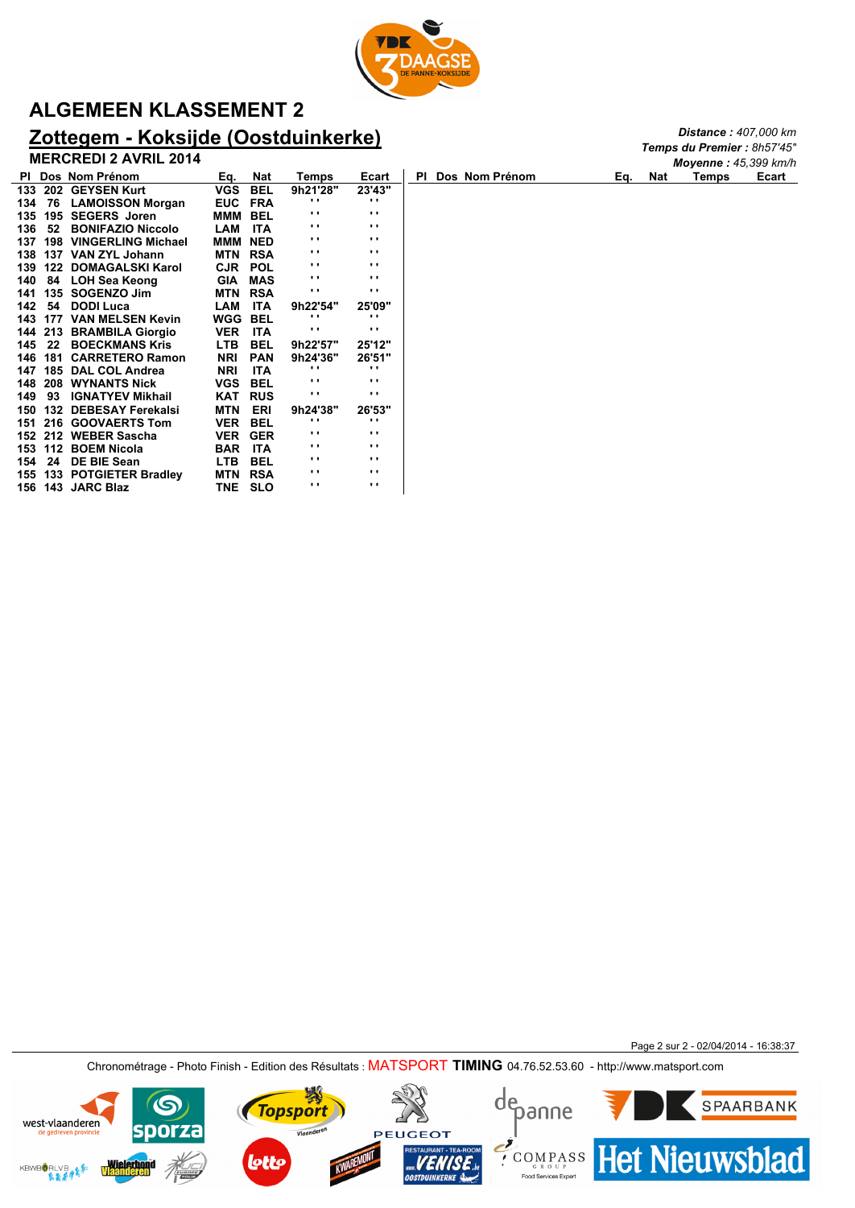# ALGEMEEN KLASSEMENT 2

## Zottegem - Koksijde (Oostduinkerke)

**MERCREDI 2 AVRIL 2014**

***Distance :*** *407,000 km*
***Temps du Premier :*** *8h57'45"*
***Moyenne :*** *45,399 km/h*

| Pl | Dos | Nom Prénom | Eq. | Nat | Temps | Ecart |
|---|---|---|---|---|---|---|
| 133 | 202 | GEYSEN Kurt | VGS | BEL | 9h21'28" | 23'43" |
| 134 | 76 | LAMOISSON Morgan | EUC | FRA | " | " |
| 135 | 195 | SEGERS Joren | MMM | BEL | " | " |
| 136 | 52 | BONIFAZIO Niccolo | LAM | ITA | " | " |
| 137 | 198 | VINGERLING Michael | MMM | NED | " | " |
| 138 | 137 | VAN ZYL Johann | MTN | RSA | " | " |
| 139 | 122 | DOMAGALSKI Karol | CJR | POL | " | " |
| 140 | 84 | LOH Sea Keong | GIA | MAS | " | " |
| 141 | 135 | SOGENZO Jim | MTN | RSA | " | " |
| 142 | 54 | DODI Luca | LAM | ITA | 9h22'54" | 25'09" |
| 143 | 177 | VAN MELSEN Kevin | WGG | BEL | " | " |
| 144 | 213 | BRAMBILA Giorgio | VER | ITA | " | " |
| 145 | 22 | BOECKMANS Kris | LTB | BEL | 9h22'57" | 25'12" |
| 146 | 181 | CARRETERO Ramon | NRI | PAN | 9h24'36" | 26'51" |
| 147 | 185 | DAL COL Andrea | NRI | ITA | " | " |
| 148 | 208 | WYNANTS Nick | VGS | BEL | " | " |
| 149 | 93 | IGNATYEV Mikhail | KAT | RUS | " | " |
| 150 | 132 | DEBESAY Ferekalsi | MTN | ERI | 9h24'38" | 26'53" |
| 151 | 216 | GOOVAERTS Tom | VER | BEL | " | " |
| 152 | 212 | WEBER Sascha | VER | GER | " | " |
| 153 | 112 | BOEM Nicola | BAR | ITA | " | " |
| 154 | 24 | DE BIE Sean | LTB | BEL | " | " |
| 155 | 133 | POTGIETER Bradley | MTN | RSA | " | " |
| 156 | 143 | JARC Blaz | TNE | SLO | " | " |

Chronométrage - Photo Finish - Edition des Résultats : MATSPORT **TIMING** 04.76.52.53.60 - http://www.matsport.com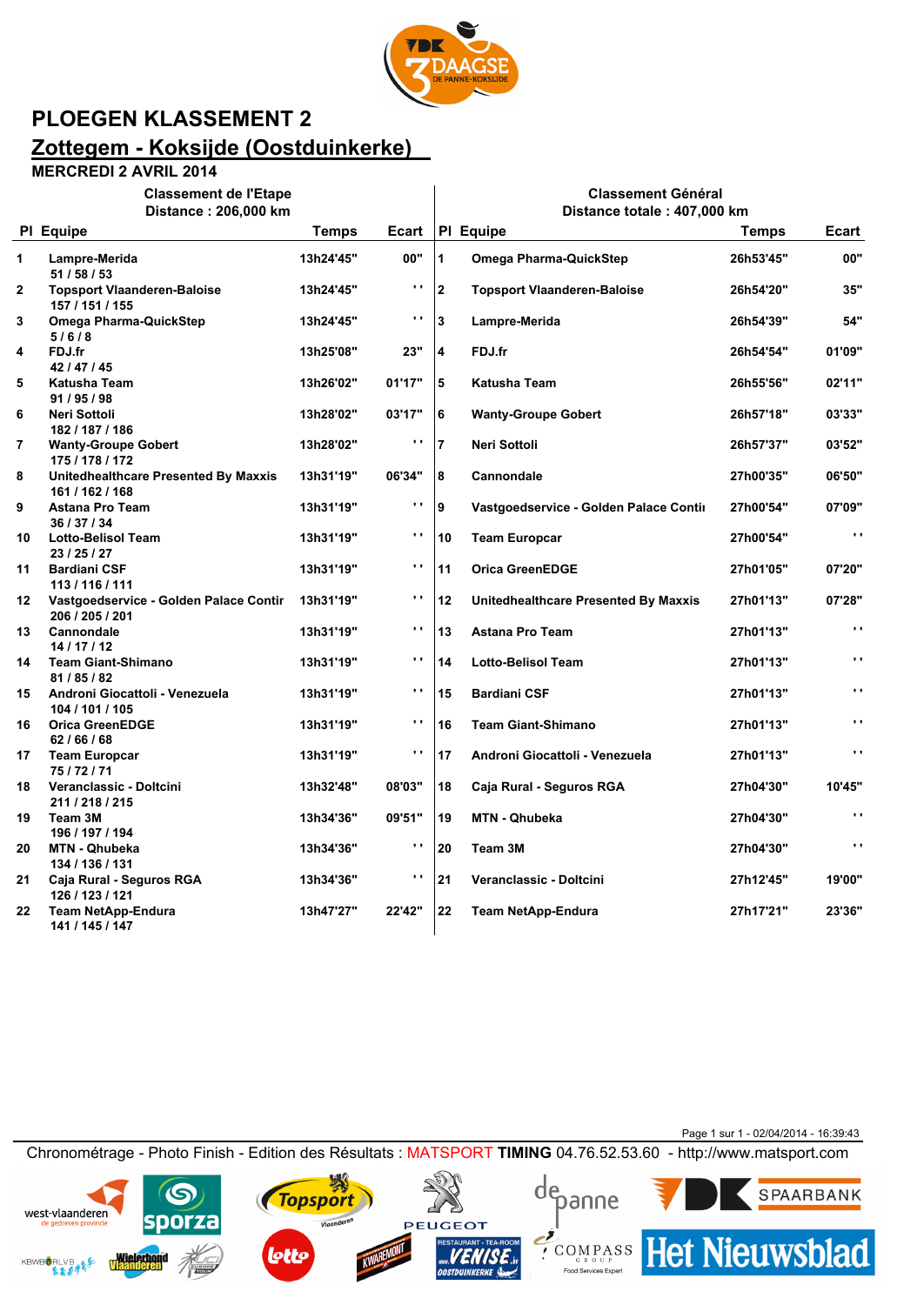# PLOEGEN KLASSEMENT 2

## Zottegem - Koksijde (Oostduinkerke)

**MERCREDI 2 AVRIL 2014**

| Classement de l'Etape<br>Distance : 206,000 km | | | | Classement Général<br>Distance totale : 407,000 km | | | |
|---|---|---|---|---|---|---|---|
| Pl | Equipe | Temps | Ecart | Pl | Equipe | Temps | Ecart |
| 1 | Lampre-Merida<br>51 / 58 / 53 | 13h24'45" | 00" | 1 | Omega Pharma-QuickStep | 26h53'45" | 00" |
| 2 | Topsport Vlaanderen-Baloise<br>157 / 151 / 155 | 13h24'45" | " | 2 | Topsport Vlaanderen-Baloise | 26h54'20" | 35" |
| 3 | Omega Pharma-QuickStep<br>5 / 6 / 8 | 13h24'45" | " | 3 | Lampre-Merida | 26h54'39" | 54" |
| 4 | FDJ.fr<br>42 / 47 / 45 | 13h25'08" | 23" | 4 | FDJ.fr | 26h54'54" | 01'09" |
| 5 | Katusha Team<br>91 / 95 / 98 | 13h26'02" | 01'17" | 5 | Katusha Team | 26h55'56" | 02'11" |
| 6 | Neri Sottoli<br>182 / 187 / 186 | 13h28'02" | 03'17" | 6 | Wanty-Groupe Gobert | 26h57'18" | 03'33" |
| 7 | Wanty-Groupe Gobert<br>175 / 178 / 172 | 13h28'02" | " | 7 | Neri Sottoli | 26h57'37" | 03'52" |
| 8 | Unitedhealthcare Presented By Maxxis<br>161 / 162 / 168 | 13h31'19" | 06'34" | 8 | Cannondale | 27h00'35" | 06'50" |
| 9 | Astana Pro Team<br>36 / 37 / 34 | 13h31'19" | " | 9 | Vastgoedservice - Golden Palace Contii | 27h00'54" | 07'09" |
| 10 | Lotto-Belisol Team<br>23 / 25 / 27 | 13h31'19" | " | 10 | Team Europcar | 27h00'54" | " |
| 11 | Bardiani CSF<br>113 / 116 / 111 | 13h31'19" | " | 11 | Orica GreenEDGE | 27h01'05" | 07'20" |
| 12 | Vastgoedservice - Golden Palace Contir<br>206 / 205 / 201 | 13h31'19" | " | 12 | Unitedhealthcare Presented By Maxxis | 27h01'13" | 07'28" |
| 13 | Cannondale<br>14 / 17 / 12 | 13h31'19" | " | 13 | Astana Pro Team | 27h01'13" | " |
| 14 | Team Giant-Shimano<br>81 / 85 / 82 | 13h31'19" | " | 14 | Lotto-Belisol Team | 27h01'13" | " |
| 15 | Androni Giocattoli - Venezuela<br>104 / 101 / 105 | 13h31'19" | " | 15 | Bardiani CSF | 27h01'13" | " |
| 16 | Orica GreenEDGE<br>62 / 66 / 68 | 13h31'19" | " | 16 | Team Giant-Shimano | 27h01'13" | " |
| 17 | Team Europcar<br>75 / 72 / 71 | 13h31'19" | " | 17 | Androni Giocattoli - Venezuela | 27h01'13" | " |
| 18 | Veranclassic - Doltcini<br>211 / 218 / 215 | 13h32'48" | 08'03" | 18 | Caja Rural - Seguros RGA | 27h04'30" | 10'45" |
| 19 | Team 3M<br>196 / 197 / 194 | 13h34'36" | 09'51" | 19 | MTN - Qhubeka | 27h04'30" | " |
| 20 | MTN - Qhubeka<br>134 / 136 / 131 | 13h34'36" | " | 20 | Team 3M | 27h04'30" | " |
| 21 | Caja Rural - Seguros RGA<br>126 / 123 / 121 | 13h34'36" | " | 21 | Veranclassic - Doltcini | 27h12'45" | 19'00" |
| 22 | Team NetApp-Endura<br>141 / 145 / 147 | 13h47'27" | 22'42" | 22 | Team NetApp-Endura | 27h17'21" | 23'36" |

Page 1 sur 1 - 02/04/2014 - 16:39:43

Chronométrage - Photo Finish - Edition des Résultats : MATSPORT **TIMING** 04.76.52.53.60 - http://www.matsport.com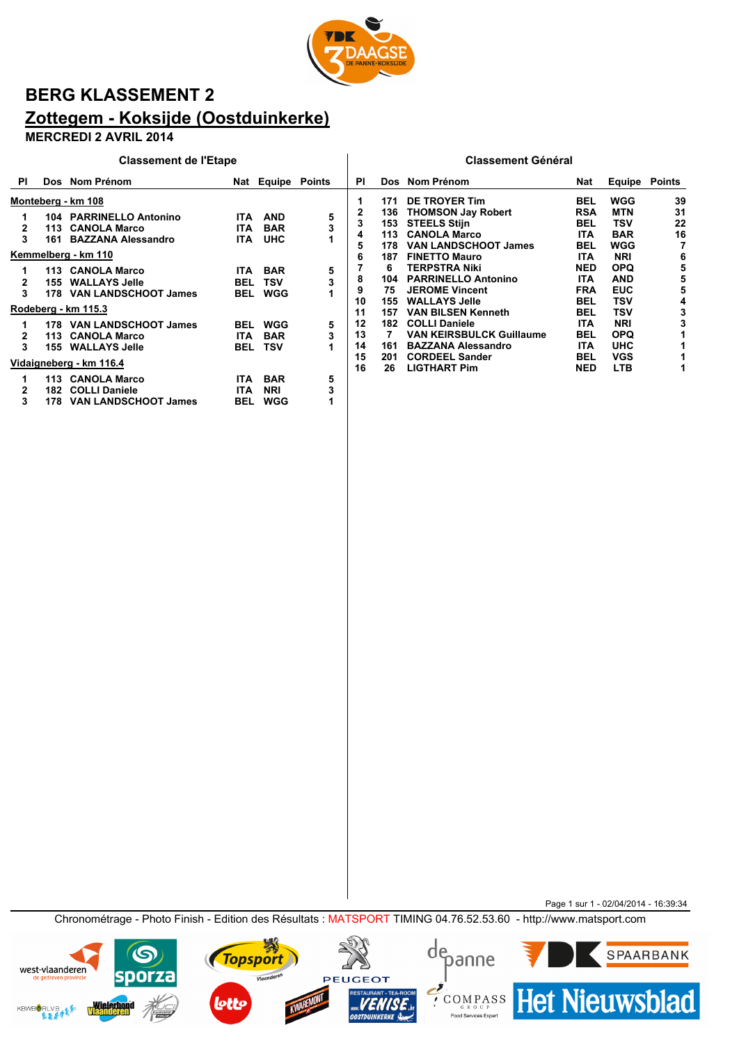# BERG KLASSEMENT 2

## Zottegem - Koksijde (Oostduinkerke)

**MERCREDI 2 AVRIL 2014**

### Classement de l'Etape

**Monteberg - km 108**

| Pl | Dos | Nom Prénom | Nat | Equipe | Points |
|---|---|---|---|---|---|
| 1 | 104 | PARRINELLO Antonino | ITA | AND | 5 |
| 2 | 113 | CANOLA Marco | ITA | BAR | 3 |
| 3 | 161 | BAZZANA Alessandro | ITA | UHC | 1 |

**Kemmelberg - km 110**

| Pl | Dos | Nom Prénom | Nat | Equipe | Points |
|---|---|---|---|---|---|
| 1 | 113 | CANOLA Marco | ITA | BAR | 5 |
| 2 | 155 | WALLAYS Jelle | BEL | TSV | 3 |
| 3 | 178 | VAN LANDSCHOOT James | BEL | WGG | 1 |

**Rodeberg - km 115.3**

| Pl | Dos | Nom Prénom | Nat | Equipe | Points |
|---|---|---|---|---|---|
| 1 | 178 | VAN LANDSCHOOT James | BEL | WGG | 5 |
| 2 | 113 | CANOLA Marco | ITA | BAR | 3 |
| 3 | 155 | WALLAYS Jelle | BEL | TSV | 1 |

**Vidaigneberg - km 116.4**

| Pl | Dos | Nom Prénom | Nat | Equipe | Points |
|---|---|---|---|---|---|
| 1 | 113 | CANOLA Marco | ITA | BAR | 5 |
| 2 | 182 | COLLI Daniele | ITA | NRI | 3 |
| 3 | 178 | VAN LANDSCHOOT James | BEL | WGG | 1 |

### Classement Général

| Pl | Dos | Nom Prénom | Nat | Equipe | Points |
|---|---|---|---|---|---|
| 1 | 171 | DE TROYER Tim | BEL | WGG | 39 |
| 2 | 136 | THOMSON Jay Robert | RSA | MTN | 31 |
| 3 | 153 | STEELS Stijn | BEL | TSV | 22 |
| 4 | 113 | CANOLA Marco | ITA | BAR | 16 |
| 5 | 178 | VAN LANDSCHOOT James | BEL | WGG | 7 |
| 6 | 187 | FINETTO Mauro | ITA | NRI | 6 |
| 7 | 6 | TERPSTRA Niki | NED | OPQ | 5 |
| 8 | 104 | PARRINELLO Antonino | ITA | AND | 5 |
| 9 | 75 | JEROME Vincent | FRA | EUC | 5 |
| 10 | 155 | WALLAYS Jelle | BEL | TSV | 4 |
| 11 | 157 | VAN BILSEN Kenneth | BEL | TSV | 3 |
| 12 | 182 | COLLI Daniele | ITA | NRI | 3 |
| 13 | 7 | VAN KEIRSBULCK Guillaume | BEL | OPQ | 1 |
| 14 | 161 | BAZZANA Alessandro | ITA | UHC | 1 |
| 15 | 201 | CORDEEL Sander | BEL | VGS | 1 |
| 16 | 26 | LIGTHART Pim | NED | LTB | 1 |

Chronométrage - Photo Finish - Edition des Résultats : MATSPORT TIMING 04.76.52.53.60 - http://www.matsport.com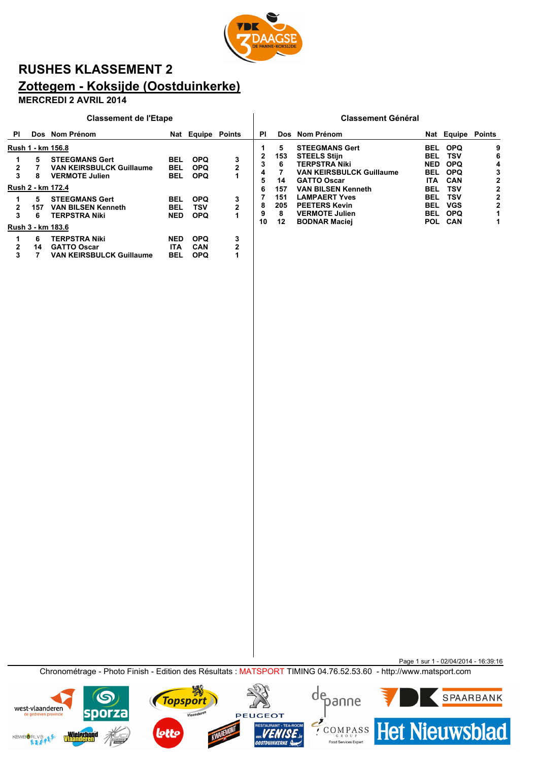# RUSHES KLASSEMENT 2

## Zottegem - Koksijde (Oostduinkerke)

**MERCREDI 2 AVRIL 2014**

### Classement de l'Etape

| Pl | Dos | Nom Prénom | Nat | Equipe | Points |
|---|---|---|---|---|---|
| **Rush 1 - km 156.8** | | | | | |
| 1 | 5 | STEEGMANS Gert | BEL | OPQ | 3 |
| 2 | 7 | VAN KEIRSBULCK Guillaume | BEL | OPQ | 2 |
| 3 | 8 | VERMOTE Julien | BEL | OPQ | 1 |
| **Rush 2 - km 172.4** | | | | | |
| 1 | 5 | STEEGMANS Gert | BEL | OPQ | 3 |
| 2 | 157 | VAN BILSEN Kenneth | BEL | TSV | 2 |
| 3 | 6 | TERPSTRA Niki | NED | OPQ | 1 |
| **Rush 3 - km 183.6** | | | | | |
| 1 | 6 | TERPSTRA Niki | NED | OPQ | 3 |
| 2 | 14 | GATTO Oscar | ITA | CAN | 2 |
| 3 | 7 | VAN KEIRSBULCK Guillaume | BEL | OPQ | 1 |

### Classement Général

| Pl | Dos | Nom Prénom | Nat | Equipe | Points |
|---|---|---|---|---|---|
| 1 | 5 | STEEGMANS Gert | BEL | OPQ | 9 |
| 2 | 153 | STEELS Stijn | BEL | TSV | 6 |
| 3 | 6 | TERPSTRA Niki | NED | OPQ | 4 |
| 4 | 7 | VAN KEIRSBULCK Guillaume | BEL | OPQ | 3 |
| 5 | 14 | GATTO Oscar | ITA | CAN | 2 |
| 6 | 157 | VAN BILSEN Kenneth | BEL | TSV | 2 |
| 7 | 151 | LAMPAERT Yves | BEL | TSV | 2 |
| 8 | 205 | PEETERS Kevin | BEL | VGS | 2 |
| 9 | 8 | VERMOTE Julien | BEL | OPQ | 1 |
| 10 | 12 | BODNAR Maciej | POL | CAN | 1 |

Chronométrage - Photo Finish - Edition des Résultats : MATSPORT TIMING 04.76.52.53.60 - http://www.matsport.com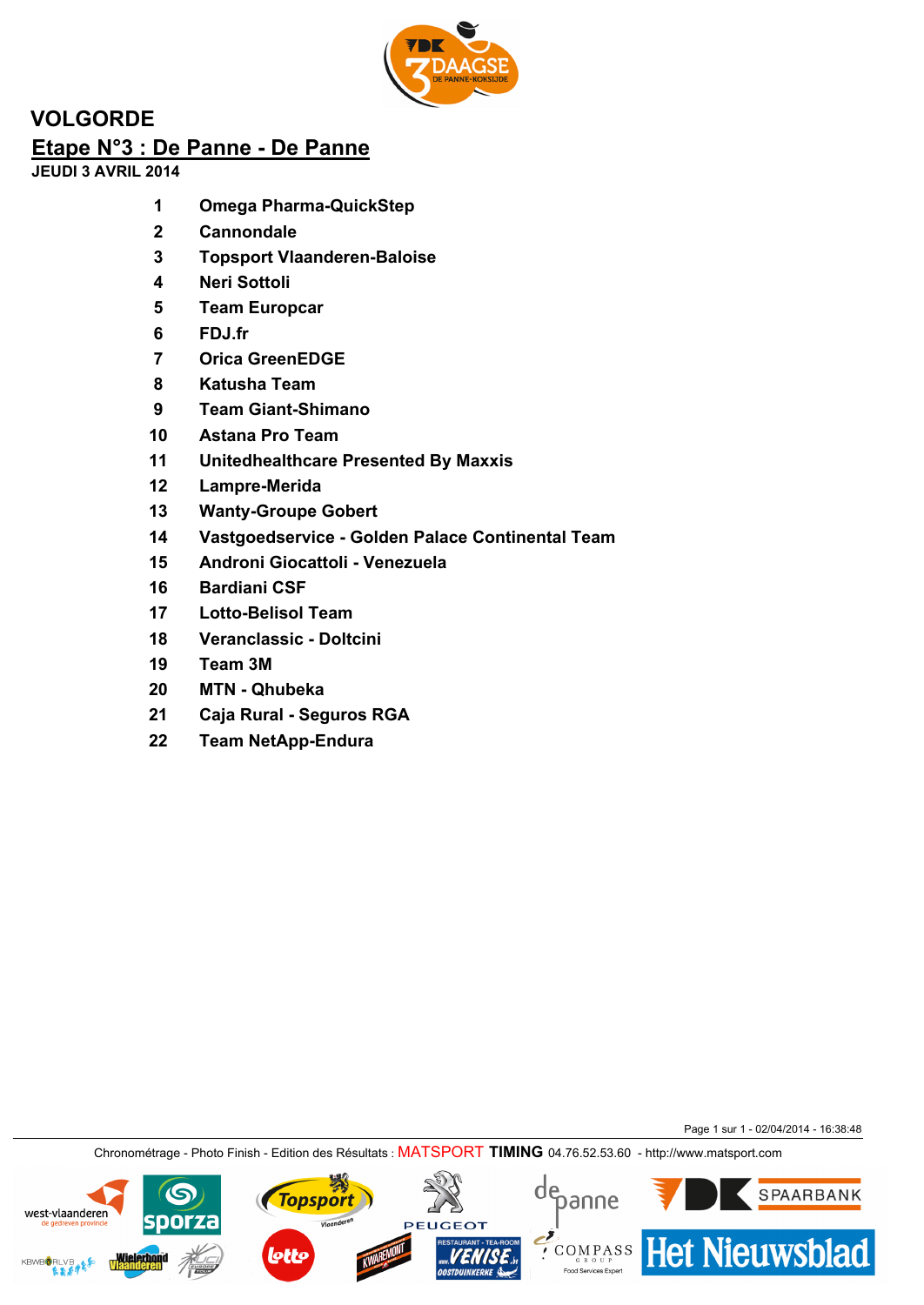## VOLGORDE

## Etape N°3 : De Panne - De Panne

**JEUDI 3 AVRIL 2014**

| | |
|---|---|
| 1 | Omega Pharma-QuickStep |
| 2 | Cannondale |
| 3 | Topsport Vlaanderen-Baloise |
| 4 | Neri Sottoli |
| 5 | Team Europcar |
| 6 | FDJ.fr |
| 7 | Orica GreenEDGE |
| 8 | Katusha Team |
| 9 | Team Giant-Shimano |
| 10 | Astana Pro Team |
| 11 | Unitedhealthcare Presented By Maxxis |
| 12 | Lampre-Merida |
| 13 | Wanty-Groupe Gobert |
| 14 | Vastgoedservice - Golden Palace Continental Team |
| 15 | Androni Giocattoli - Venezuela |
| 16 | Bardiani CSF |
| 17 | Lotto-Belisol Team |
| 18 | Veranclassic - Doltcini |
| 19 | Team 3M |
| 20 | MTN - Qhubeka |
| 21 | Caja Rural - Seguros RGA |
| 22 | Team NetApp-Endura |

Page 1 sur 1 - 02/04/2014 - 16:38:48

Chronométrage - Photo Finish - Edition des Résultats : MATSPORT **TIMING** 04.76.52.53.60 - http://www.matsport.com